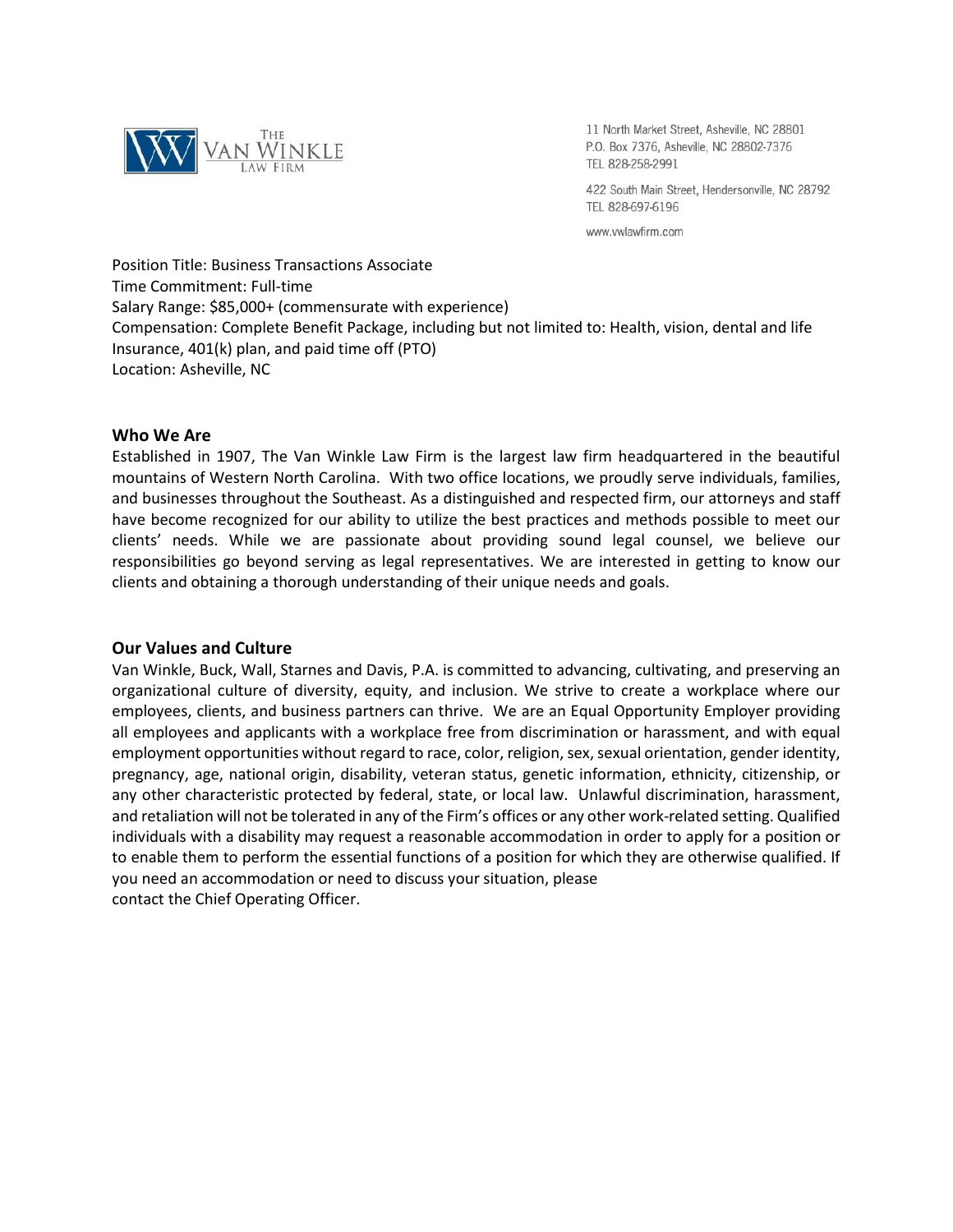THE VAN WINKLE LAW FIRM

11 North Market Street, Asheville, NC 28801
P.O. Box 7376, Asheville, NC 28802-7376
TEL 828-258-2991

422 South Main Street, Hendersonville, NC 28792
TEL 828-697-6196

www.vwlawfirm.com

Position Title: Business Transactions Associate
Time Commitment: Full-time
Salary Range: $85,000+ (commensurate with experience)
Compensation: Complete Benefit Package, including but not limited to: Health, vision, dental and life Insurance, 401(k) plan, and paid time off (PTO)
Location: Asheville, NC

## Who We Are

Established in 1907, The Van Winkle Law Firm is the largest law firm headquartered in the beautiful mountains of Western North Carolina. With two office locations, we proudly serve individuals, families, and businesses throughout the Southeast. As a distinguished and respected firm, our attorneys and staff have become recognized for our ability to utilize the best practices and methods possible to meet our clients' needs. While we are passionate about providing sound legal counsel, we believe our responsibilities go beyond serving as legal representatives. We are interested in getting to know our clients and obtaining a thorough understanding of their unique needs and goals.

## Our Values and Culture

Van Winkle, Buck, Wall, Starnes and Davis, P.A. is committed to advancing, cultivating, and preserving an organizational culture of diversity, equity, and inclusion. We strive to create a workplace where our employees, clients, and business partners can thrive. We are an Equal Opportunity Employer providing all employees and applicants with a workplace free from discrimination or harassment, and with equal employment opportunities without regard to race, color, religion, sex, sexual orientation, gender identity, pregnancy, age, national origin, disability, veteran status, genetic information, ethnicity, citizenship, or any other characteristic protected by federal, state, or local law. Unlawful discrimination, harassment, and retaliation will not be tolerated in any of the Firm's offices or any other work-related setting. Qualified individuals with a disability may request a reasonable accommodation in order to apply for a position or to enable them to perform the essential functions of a position for which they are otherwise qualified. If you need an accommodation or need to discuss your situation, please contact the Chief Operating Officer.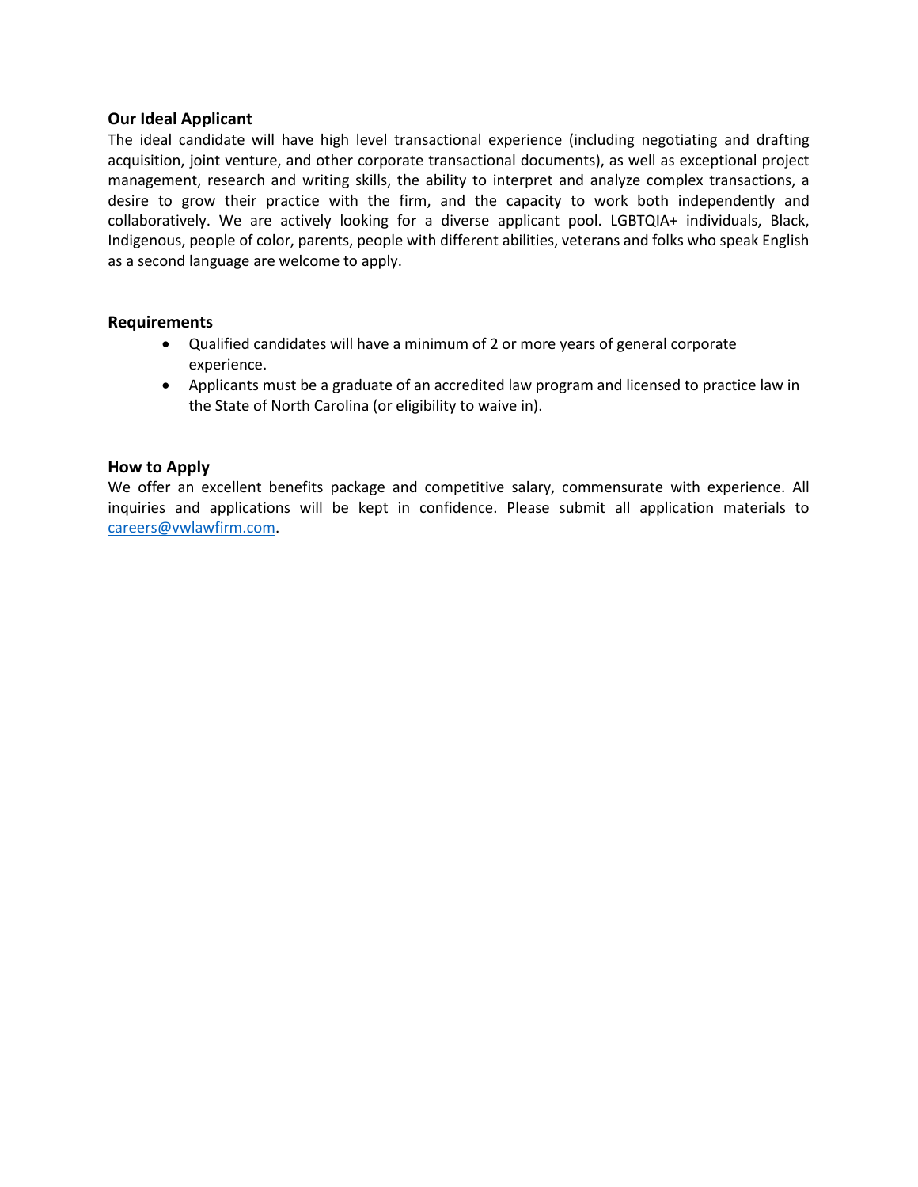## Our Ideal Applicant

The ideal candidate will have high level transactional experience (including negotiating and drafting acquisition, joint venture, and other corporate transactional documents), as well as exceptional project management, research and writing skills, the ability to interpret and analyze complex transactions, a desire to grow their practice with the firm, and the capacity to work both independently and collaboratively. We are actively looking for a diverse applicant pool. LGBTQIA+ individuals, Black, Indigenous, people of color, parents, people with different abilities, veterans and folks who speak English as a second language are welcome to apply.

## Requirements

- Qualified candidates will have a minimum of 2 or more years of general corporate experience.
- Applicants must be a graduate of an accredited law program and licensed to practice law in the State of North Carolina (or eligibility to waive in).

## How to Apply

We offer an excellent benefits package and competitive salary, commensurate with experience. All inquiries and applications will be kept in confidence. Please submit all application materials to careers@vwlawfirm.com.